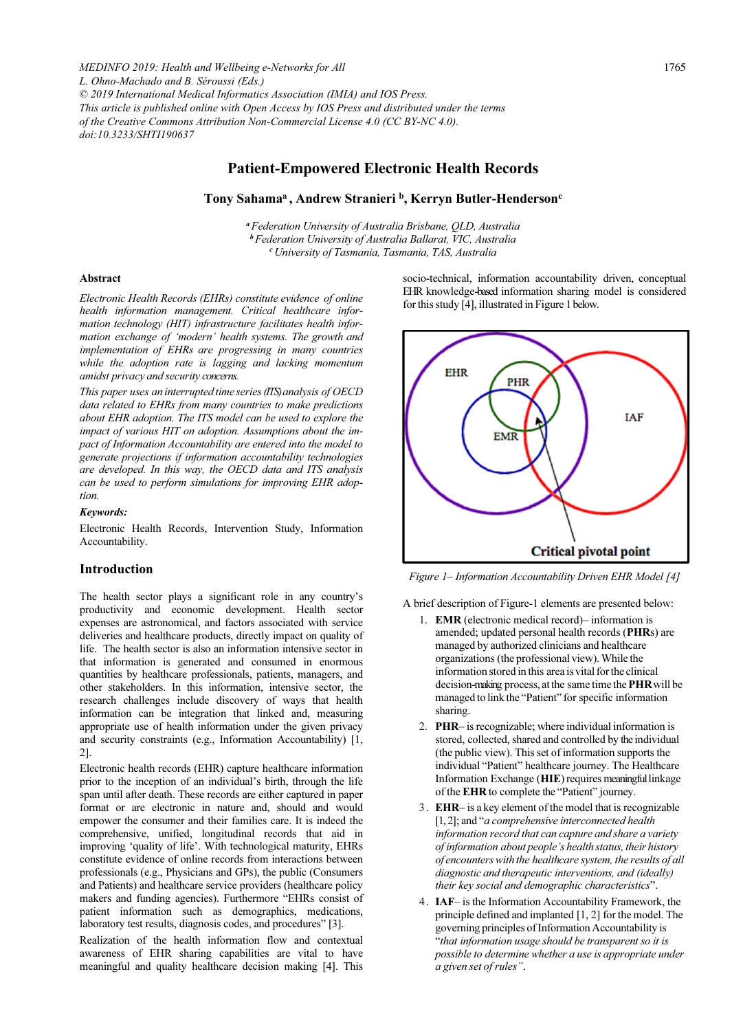*MEDINFO 2019: Health and Wellbeing e-Networks for All*
*L. Ohno-Machado and B. Séroussi (Eds.)*
*© 2019 International Medical Informatics Association (IMIA) and IOS Press.*
*This article is published online with Open Access by IOS Press and distributed under the terms of the Creative Commons Attribution Non-Commercial License 4.0 (CC BY-NC 4.0).*
*doi:10.3233/SHTI190637*

# Patient-Empowered Electronic Health Records

**Tony Sahama[a], Andrew Stranieri [b], Kerryn Butler-Henderson[c]**

[a] *Federation University of Australia Brisbane, QLD, Australia*
[b] *Federation University of Australia Ballarat, VIC, Australia*
[c] *University of Tasmania, Tasmania, TAS, Australia*

### Abstract

*Electronic Health Records (EHRs) constitute evidence of online health information management. Critical healthcare information technology (HIT) infrastructure facilitates health information exchange of 'modern' health systems. The growth and implementation of EHRs are progressing in many countries while the adoption rate is lagging and lacking momentum amidst privacy and security concerns.*

*This paper uses an interrupted time series (ITS) analysis of OECD data related to EHRs from many countries to make predictions about EHR adoption. The ITS model can be used to explore the impact of various HIT on adoption. Assumptions about the impact of Information Accountability are entered into the model to generate projections if information accountability technologies are developed. In this way, the OECD data and ITS analysis can be used to perform simulations for improving EHR adoption.*

***Keywords:***

Electronic Health Records, Intervention Study, Information Accountability.

## Introduction

The health sector plays a significant role in any country's productivity and economic development. Health sector expenses are astronomical, and factors associated with service deliveries and healthcare products, directly impact on quality of life. The health sector is also an information intensive sector in that information is generated and consumed in enormous quantities by healthcare professionals, patients, managers, and other stakeholders. In this information, intensive sector, the research challenges include discovery of ways that health information can be integration that linked and, measuring appropriate use of health information under the given privacy and security constraints (e.g., Information Accountability) [1, 2].

Electronic health records (EHR) capture healthcare information prior to the inception of an individual's birth, through the life span until after death. These records are either captured in paper format or are electronic in nature and, should and would empower the consumer and their families care. It is indeed the comprehensive, unified, longitudinal records that aid in improving 'quality of life'. With technological maturity, EHRs constitute evidence of online records from interactions between professionals (e.g., Physicians and GPs), the public (Consumers and Patients) and healthcare service providers (healthcare policy makers and funding agencies). Furthermore "EHRs consist of patient information such as demographics, medications, laboratory test results, diagnosis codes, and procedures" [3].

Realization of the health information flow and contextual awareness of EHR sharing capabilities are vital to have meaningful and quality healthcare decision making [4]. This socio-technical, information accountability driven, conceptual EHR knowledge-based information sharing model is considered for this study [4], illustrated in Figure 1 below.

*Figure 1– Information Accountability Driven EHR Model [4]*

A brief description of Figure-1 elements are presented below:

1. **EMR** (electronic medical record)– information is amended; updated personal health records (**PHR**s) are managed by authorized clinicians and healthcare organizations (the professional view). While the information stored in this area is vital for the clinical decision-making process, at the same time the **PHR** will be managed to link the "Patient" for specific information sharing.
2. **PHR**– is recognizable; where individual information is stored, collected, shared and controlled by the individual (the public view). This set of information supports the individual "Patient" healthcare journey. The Healthcare Information Exchange (**HIE**) requires meaningful linkage of the **EHR** to complete the "Patient" journey.
3. **EHR**– is a key element of the model that is recognizable [1, 2]; and "*a comprehensive interconnected health information record that can capture and share a variety of information about people's health status, their history of encounters with the healthcare system, the results of all diagnostic and therapeutic interventions, and (ideally) their key social and demographic characteristics*".
4. **IAF**– is the Information Accountability Framework, the principle defined and implanted [1, 2] for the model. The governing principles of Information Accountability is "*that information usage should be transparent so it is possible to determine whether a use is appropriate under a given set of rules*".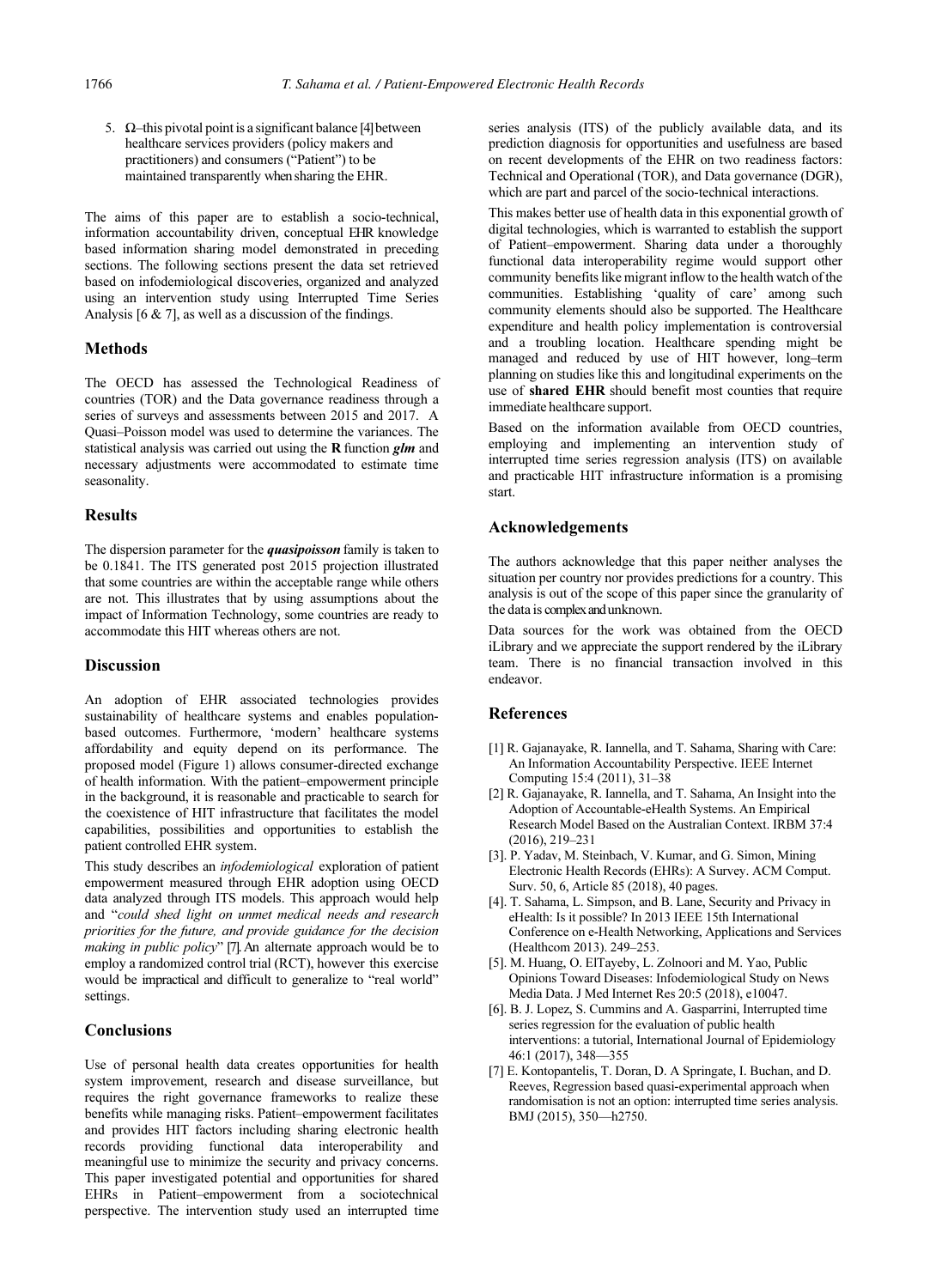5. Ω–this pivotal point is a significant balance [4] between healthcare services providers (policy makers and practitioners) and consumers ("Patient") to be maintained transparently when sharing the EHR.

The aims of this paper are to establish a socio-technical, information accountability driven, conceptual EHR knowledge based information sharing model demonstrated in preceding sections. The following sections present the data set retrieved based on infodemiological discoveries, organized and analyzed using an intervention study using Interrupted Time Series Analysis [6 & 7], as well as a discussion of the findings.

## Methods

The OECD has assessed the Technological Readiness of countries (TOR) and the Data governance readiness through a series of surveys and assessments between 2015 and 2017. A Quasi–Poisson model was used to determine the variances. The statistical analysis was carried out using the **R** function ***glm*** and necessary adjustments were accommodated to estimate time seasonality.

## Results

The dispersion parameter for the ***quasipoisson*** family is taken to be 0.1841. The ITS generated post 2015 projection illustrated that some countries are within the acceptable range while others are not. This illustrates that by using assumptions about the impact of Information Technology, some countries are ready to accommodate this HIT whereas others are not.

## Discussion

An adoption of EHR associated technologies provides sustainability of healthcare systems and enables population-based outcomes. Furthermore, 'modern' healthcare systems affordability and equity depend on its performance. The proposed model (Figure 1) allows consumer-directed exchange of health information. With the patient–empowerment principle in the background, it is reasonable and practicable to search for the coexistence of HIT infrastructure that facilitates the model capabilities, possibilities and opportunities to establish the patient controlled EHR system.

This study describes an *infodemiological* exploration of patient empowerment measured through EHR adoption using OECD data analyzed through ITS models. This approach would help and "*could shed light on unmet medical needs and research priorities for the future, and provide guidance for the decision making in public policy*" [7]. An alternate approach would be to employ a randomized control trial (RCT), however this exercise would be impractical and difficult to generalize to "real world" settings.

## Conclusions

Use of personal health data creates opportunities for health system improvement, research and disease surveillance, but requires the right governance frameworks to realize these benefits while managing risks. Patient–empowerment facilitates and provides HIT factors including sharing electronic health records providing functional data interoperability and meaningful use to minimize the security and privacy concerns. This paper investigated potential and opportunities for shared EHRs in Patient–empowerment from a sociotechnical perspective. The intervention study used an interrupted time series analysis (ITS) of the publicly available data, and its prediction diagnosis for opportunities and usefulness are based on recent developments of the EHR on two readiness factors: Technical and Operational (TOR), and Data governance (DGR), which are part and parcel of the socio-technical interactions.

This makes better use of health data in this exponential growth of digital technologies, which is warranted to establish the support of Patient–empowerment. Sharing data under a thoroughly functional data interoperability regime would support other community benefits like migrant inflow to the health watch of the communities. Establishing 'quality of care' among such community elements should also be supported. The Healthcare expenditure and health policy implementation is controversial and a troubling location. Healthcare spending might be managed and reduced by use of HIT however, long–term planning on studies like this and longitudinal experiments on the use of **shared EHR** should benefit most counties that require immediate healthcare support.

Based on the information available from OECD countries, employing and implementing an intervention study of interrupted time series regression analysis (ITS) on available and practicable HIT infrastructure information is a promising start.

## Acknowledgements

The authors acknowledge that this paper neither analyses the situation per country nor provides predictions for a country. This analysis is out of the scope of this paper since the granularity of the data is complex and unknown.

Data sources for the work was obtained from the OECD iLibrary and we appreciate the support rendered by the iLibrary team. There is no financial transaction involved in this endeavor.

## References

[1] R. Gajanayake, R. Iannella, and T. Sahama, Sharing with Care: An Information Accountability Perspective. IEEE Internet Computing 15:4 (2011), 31–38

[2] R. Gajanayake, R. Iannella, and T. Sahama, An Insight into the Adoption of Accountable-eHealth Systems. An Empirical Research Model Based on the Australian Context. IRBM 37:4 (2016), 219–231

[3]. P. Yadav, M. Steinbach, V. Kumar, and G. Simon, Mining Electronic Health Records (EHRs): A Survey. ACM Comput. Surv. 50, 6, Article 85 (2018), 40 pages.

[4]. T. Sahama, L. Simpson, and B. Lane, Security and Privacy in eHealth: Is it possible? In 2013 IEEE 15th International Conference on e-Health Networking, Applications and Services (Healthcom 2013). 249–253.

[5]. M. Huang, O. ElTayeby, L. Zolnoori and M. Yao, Public Opinions Toward Diseases: Infodemiological Study on News Media Data. J Med Internet Res 20:5 (2018), e10047.

[6]. B. J. Lopez, S. Cummins and A. Gasparrini, Interrupted time series regression for the evaluation of public health interventions: a tutorial, International Journal of Epidemiology 46:1 (2017), 348—355

[7] E. Kontopantelis, T. Doran, D. A Springate, I. Buchan, and D. Reeves, Regression based quasi-experimental approach when randomisation is not an option: interrupted time series analysis. BMJ (2015), 350—h2750.